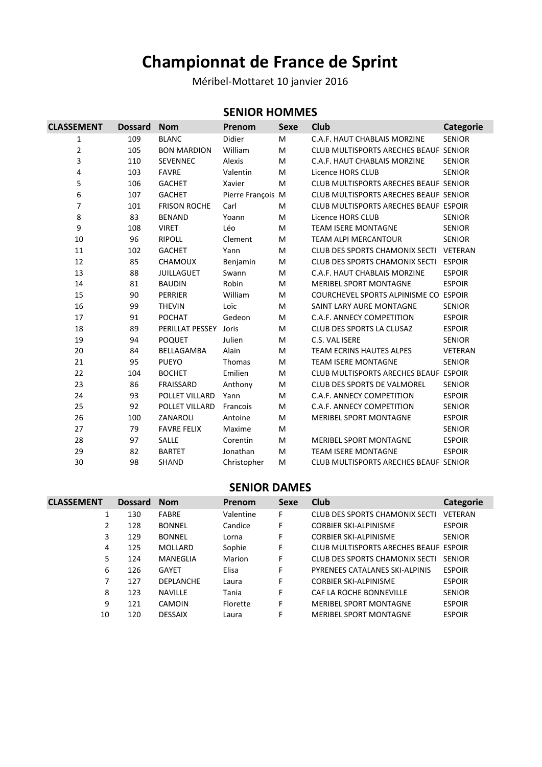# Championnat de France de Sprint

Méribel-Mottaret 10 janvier 2016

## SENIOR HOMMES

| CLASSEMENT | Dossard | Nom | Prenom | Sexe | Club | Categorie |
|---|---|---|---|---|---|---|
| 1 | 109 | BLANC | Didier | M | C.A.F. HAUT CHABLAIS MORZINE | SENIOR |
| 2 | 105 | BON MARDION | William | M | CLUB MULTISPORTS ARECHES BEAUF | SENIOR |
| 3 | 110 | SEVENNEC | Alexis | M | C.A.F. HAUT CHABLAIS MORZINE | SENIOR |
| 4 | 103 | FAVRE | Valentin | M | Licence HORS CLUB | SENIOR |
| 5 | 106 | GACHET | Xavier | M | CLUB MULTISPORTS ARECHES BEAUF | SENIOR |
| 6 | 107 | GACHET | Pierre François | M | CLUB MULTISPORTS ARECHES BEAUF | SENIOR |
| 7 | 101 | FRISON ROCHE | Carl | M | CLUB MULTISPORTS ARECHES BEAUF | ESPOIR |
| 8 | 83 | BENAND | Yoann | M | Licence HORS CLUB | SENIOR |
| 9 | 108 | VIRET | Léo | M | TEAM ISERE MONTAGNE | SENIOR |
| 10 | 96 | RIPOLL | Clement | M | TEAM ALPI MERCANTOUR | SENIOR |
| 11 | 102 | GACHET | Yann | M | CLUB DES SPORTS CHAMONIX SECTI | VETERAN |
| 12 | 85 | CHAMOUX | Benjamin | M | CLUB DES SPORTS CHAMONIX SECTI | ESPOIR |
| 13 | 88 | JUILLAGUET | Swann | M | C.A.F. HAUT CHABLAIS MORZINE | ESPOIR |
| 14 | 81 | BAUDIN | Robin | M | MERIBEL SPORT MONTAGNE | ESPOIR |
| 15 | 90 | PERRIER | William | M | COURCHEVEL SPORTS ALPINISME CO | ESPOIR |
| 16 | 99 | THEVIN | Loïc | M | SAINT LARY AURE MONTAGNE | SENIOR |
| 17 | 91 | POCHAT | Gedeon | M | C.A.F. ANNECY COMPETITION | ESPOIR |
| 18 | 89 | PERILLAT PESSEY | Joris | M | CLUB DES SPORTS LA CLUSAZ | ESPOIR |
| 19 | 94 | POQUET | Julien | M | C.S. VAL ISERE | SENIOR |
| 20 | 84 | BELLAGAMBA | Alain | M | TEAM ECRINS HAUTES ALPES | VETERAN |
| 21 | 95 | PUEYO | Thomas | M | TEAM ISERE MONTAGNE | SENIOR |
| 22 | 104 | BOCHET | Emilien | M | CLUB MULTISPORTS ARECHES BEAUF | ESPOIR |
| 23 | 86 | FRAISSARD | Anthony | M | CLUB DES SPORTS DE VALMOREL | SENIOR |
| 24 | 93 | POLLET VILLARD | Yann | M | C.A.F. ANNECY COMPETITION | ESPOIR |
| 25 | 92 | POLLET VILLARD | Francois | M | C.A.F. ANNECY COMPETITION | SENIOR |
| 26 | 100 | ZANAROLI | Antoine | M | MERIBEL SPORT MONTAGNE | ESPOIR |
| 27 | 79 | FAVRE FELIX | Maxime | M | | SENIOR |
| 28 | 97 | SALLE | Corentin | M | MERIBEL SPORT MONTAGNE | ESPOIR |
| 29 | 82 | BARTET | Jonathan | M | TEAM ISERE MONTAGNE | ESPOIR |
| 30 | 98 | SHAND | Christopher | M | CLUB MULTISPORTS ARECHES BEAUF | SENIOR |

## SENIOR DAMES

| CLASSEMENT | Dossard | Nom | Prenom | Sexe | Club | Categorie |
|---|---|---|---|---|---|---|
| 1 | 130 | FABRE | Valentine | F | CLUB DES SPORTS CHAMONIX SECTI | VETERAN |
| 2 | 128 | BONNEL | Candice | F | CORBIER SKI-ALPINISME | ESPOIR |
| 3 | 129 | BONNEL | Lorna | F | CORBIER SKI-ALPINISME | SENIOR |
| 4 | 125 | MOLLARD | Sophie | F | CLUB MULTISPORTS ARECHES BEAUF | ESPOIR |
| 5 | 124 | MANEGLIA | Marion | F | CLUB DES SPORTS CHAMONIX SECTI | SENIOR |
| 6 | 126 | GAYET | Elisa | F | PYRENEES CATALANES SKI-ALPINIS | ESPOIR |
| 7 | 127 | DEPLANCHE | Laura | F | CORBIER SKI-ALPINISME | ESPOIR |
| 8 | 123 | NAVILLE | Tania | F | CAF LA ROCHE BONNEVILLE | SENIOR |
| 9 | 121 | CAMOIN | Florette | F | MERIBEL SPORT MONTAGNE | ESPOIR |
| 10 | 120 | DESSAIX | Laura | F | MERIBEL SPORT MONTAGNE | ESPOIR |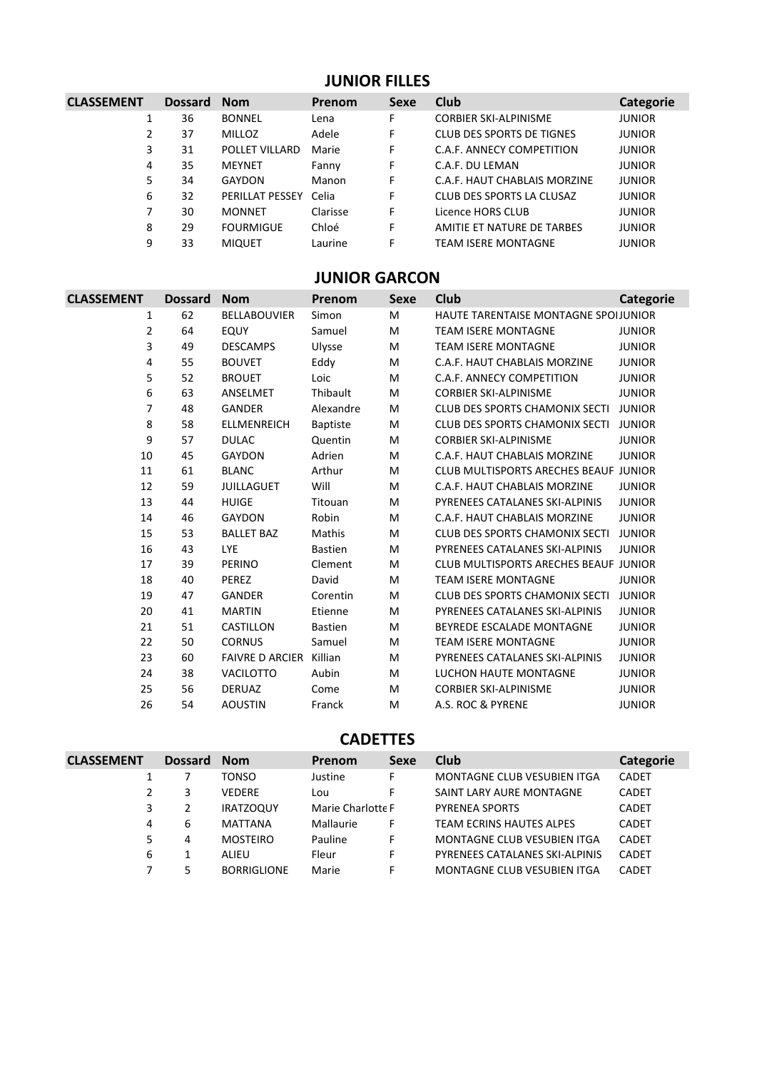## JUNIOR FILLES

| CLASSEMENT | Dossard | Nom | Prenom | Sexe | Club | Categorie |
|---|---|---|---|---|---|---|
| 1 | 36 | BONNEL | Lena | F | CORBIER SKI-ALPINISME | JUNIOR |
| 2 | 37 | MILLOZ | Adele | F | CLUB DES SPORTS DE TIGNES | JUNIOR |
| 3 | 31 | POLLET VILLARD | Marie | F | C.A.F. ANNECY COMPETITION | JUNIOR |
| 4 | 35 | MEYNET | Fanny | F | C.A.F. DU LEMAN | JUNIOR |
| 5 | 34 | GAYDON | Manon | F | C.A.F. HAUT CHABLAIS MORZINE | JUNIOR |
| 6 | 32 | PERILLAT PESSEY | Celia | F | CLUB DES SPORTS LA CLUSAZ | JUNIOR |
| 7 | 30 | MONNET | Clarisse | F | Licence HORS CLUB | JUNIOR |
| 8 | 29 | FOURMIGUE | Chloé | F | AMITIE ET NATURE DE TARBES | JUNIOR |
| 9 | 33 | MIQUET | Laurine | F | TEAM ISERE MONTAGNE | JUNIOR |

## JUNIOR GARCON

| CLASSEMENT | Dossard | Nom | Prenom | Sexe | Club | Categorie |
|---|---|---|---|---|---|---|
| 1 | 62 | BELLABOUVIER | Simon | M | HAUTE TARENTAISE MONTAGNE SPOI | JUNIOR |
| 2 | 64 | EQUY | Samuel | M | TEAM ISERE MONTAGNE | JUNIOR |
| 3 | 49 | DESCAMPS | Ulysse | M | TEAM ISERE MONTAGNE | JUNIOR |
| 4 | 55 | BOUVET | Eddy | M | C.A.F. HAUT CHABLAIS MORZINE | JUNIOR |
| 5 | 52 | BROUET | Loic | M | C.A.F. ANNECY COMPETITION | JUNIOR |
| 6 | 63 | ANSELMET | Thibault | M | CORBIER SKI-ALPINISME | JUNIOR |
| 7 | 48 | GANDER | Alexandre | M | CLUB DES SPORTS CHAMONIX SECTI | JUNIOR |
| 8 | 58 | ELLMENREICH | Baptiste | M | CLUB DES SPORTS CHAMONIX SECTI | JUNIOR |
| 9 | 57 | DULAC | Quentin | M | CORBIER SKI-ALPINISME | JUNIOR |
| 10 | 45 | GAYDON | Adrien | M | C.A.F. HAUT CHABLAIS MORZINE | JUNIOR |
| 11 | 61 | BLANC | Arthur | M | CLUB MULTISPORTS ARECHES BEAUF | JUNIOR |
| 12 | 59 | JUILLAGUET | Will | M | C.A.F. HAUT CHABLAIS MORZINE | JUNIOR |
| 13 | 44 | HUIGE | Titouan | M | PYRENEES CATALANES SKI-ALPINIS | JUNIOR |
| 14 | 46 | GAYDON | Robin | M | C.A.F. HAUT CHABLAIS MORZINE | JUNIOR |
| 15 | 53 | BALLET BAZ | Mathis | M | CLUB DES SPORTS CHAMONIX SECTI | JUNIOR |
| 16 | 43 | LYE | Bastien | M | PYRENEES CATALANES SKI-ALPINIS | JUNIOR |
| 17 | 39 | PERINO | Clement | M | CLUB MULTISPORTS ARECHES BEAUF | JUNIOR |
| 18 | 40 | PEREZ | David | M | TEAM ISERE MONTAGNE | JUNIOR |
| 19 | 47 | GANDER | Corentin | M | CLUB DES SPORTS CHAMONIX SECTI | JUNIOR |
| 20 | 41 | MARTIN | Etienne | M | PYRENEES CATALANES SKI-ALPINIS | JUNIOR |
| 21 | 51 | CASTILLON | Bastien | M | BEYREDE ESCALADE MONTAGNE | JUNIOR |
| 22 | 50 | CORNUS | Samuel | M | TEAM ISERE MONTAGNE | JUNIOR |
| 23 | 60 | FAIVRE D ARCIER | Killian | M | PYRENEES CATALANES SKI-ALPINIS | JUNIOR |
| 24 | 38 | VACILOTTO | Aubin | M | LUCHON HAUTE MONTAGNE | JUNIOR |
| 25 | 56 | DERUAZ | Come | M | CORBIER SKI-ALPINISME | JUNIOR |
| 26 | 54 | AOUSTIN | Franck | M | A.S. ROC & PYRENE | JUNIOR |

## CADETTES

| CLASSEMENT | Dossard | Nom | Prenom | Sexe | Club | Categorie |
|---|---|---|---|---|---|---|
| 1 | 7 | TONSO | Justine | F | MONTAGNE CLUB VESUBIEN ITGA | CADET |
| 2 | 3 | VEDERE | Lou | F | SAINT LARY AURE MONTAGNE | CADET |
| 3 | 2 | IRATZOQUY | Marie Charlotte | F | PYRENEA SPORTS | CADET |
| 4 | 6 | MATTANA | Mallaurie | F | TEAM ECRINS HAUTES ALPES | CADET |
| 5 | 4 | MOSTEIRO | Pauline | F | MONTAGNE CLUB VESUBIEN ITGA | CADET |
| 6 | 1 | ALIEU | Fleur | F | PYRENEES CATALANES SKI-ALPINIS | CADET |
| 7 | 5 | BORRIGLIONE | Marie | F | MONTAGNE CLUB VESUBIEN ITGA | CADET |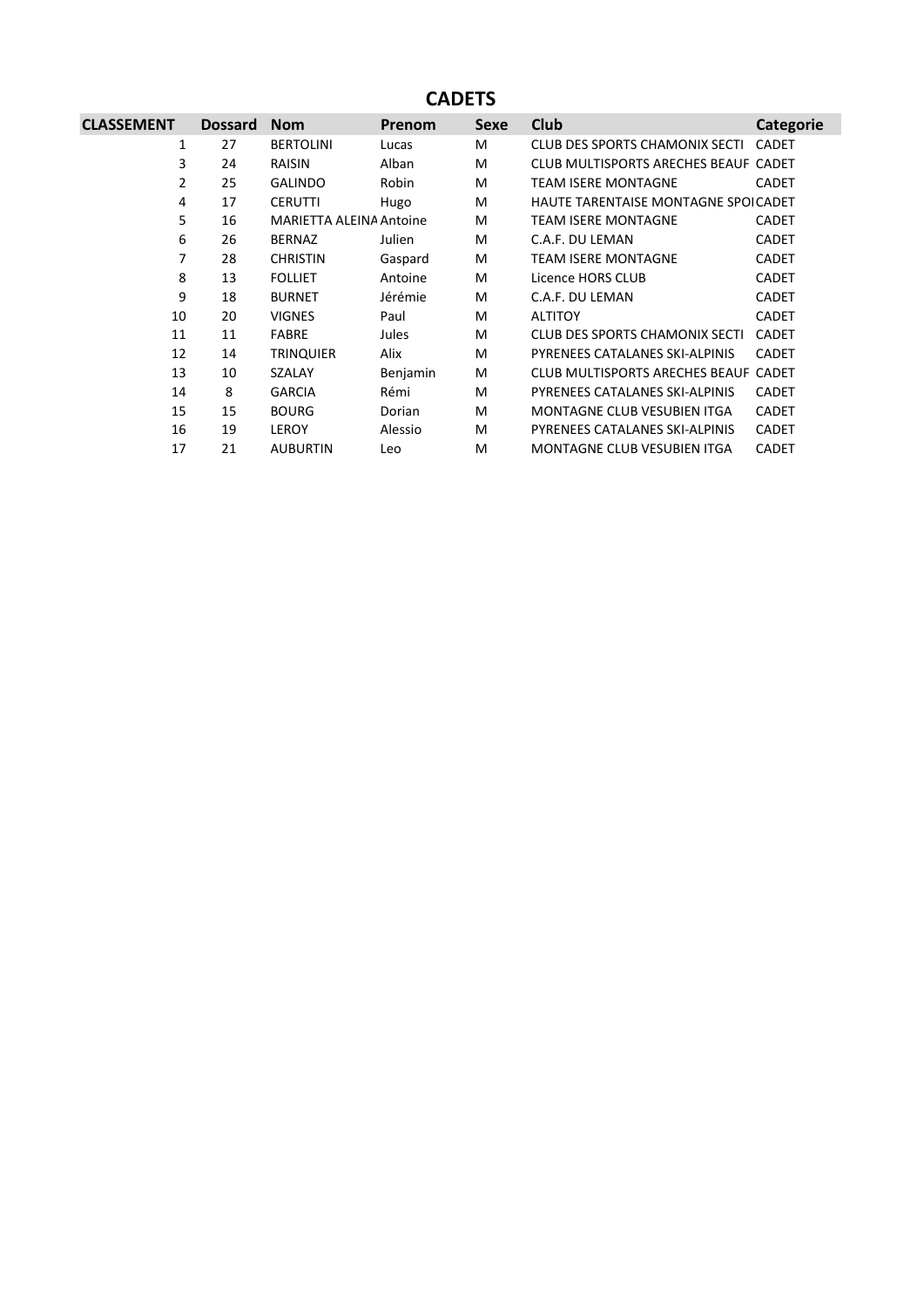# CADETS

| CLASSEMENT | Dossard | Nom | Prenom | Sexe | Club | Categorie |
|---|---|---|---|---|---|---|
| 1 | 27 | BERTOLINI | Lucas | M | CLUB DES SPORTS CHAMONIX SECTI | CADET |
| 3 | 24 | RAISIN | Alban | M | CLUB MULTISPORTS ARECHES BEAUF | CADET |
| 2 | 25 | GALINDO | Robin | M | TEAM ISERE MONTAGNE | CADET |
| 4 | 17 | CERUTTI | Hugo | M | HAUTE TARENTAISE MONTAGNE SPOI | CADET |
| 5 | 16 | MARIETTA ALEINA | Antoine | M | TEAM ISERE MONTAGNE | CADET |
| 6 | 26 | BERNAZ | Julien | M | C.A.F. DU LEMAN | CADET |
| 7 | 28 | CHRISTIN | Gaspard | M | TEAM ISERE MONTAGNE | CADET |
| 8 | 13 | FOLLIET | Antoine | M | Licence HORS CLUB | CADET |
| 9 | 18 | BURNET | Jérémie | M | C.A.F. DU LEMAN | CADET |
| 10 | 20 | VIGNES | Paul | M | ALTITOY | CADET |
| 11 | 11 | FABRE | Jules | M | CLUB DES SPORTS CHAMONIX SECTI | CADET |
| 12 | 14 | TRINQUIER | Alix | M | PYRENEES CATALANES SKI-ALPINIS | CADET |
| 13 | 10 | SZALAY | Benjamin | M | CLUB MULTISPORTS ARECHES BEAUF | CADET |
| 14 | 8 | GARCIA | Rémi | M | PYRENEES CATALANES SKI-ALPINIS | CADET |
| 15 | 15 | BOURG | Dorian | M | MONTAGNE CLUB VESUBIEN ITGA | CADET |
| 16 | 19 | LEROY | Alessio | M | PYRENEES CATALANES SKI-ALPINIS | CADET |
| 17 | 21 | AUBURTIN | Leo | M | MONTAGNE CLUB VESUBIEN ITGA | CADET |